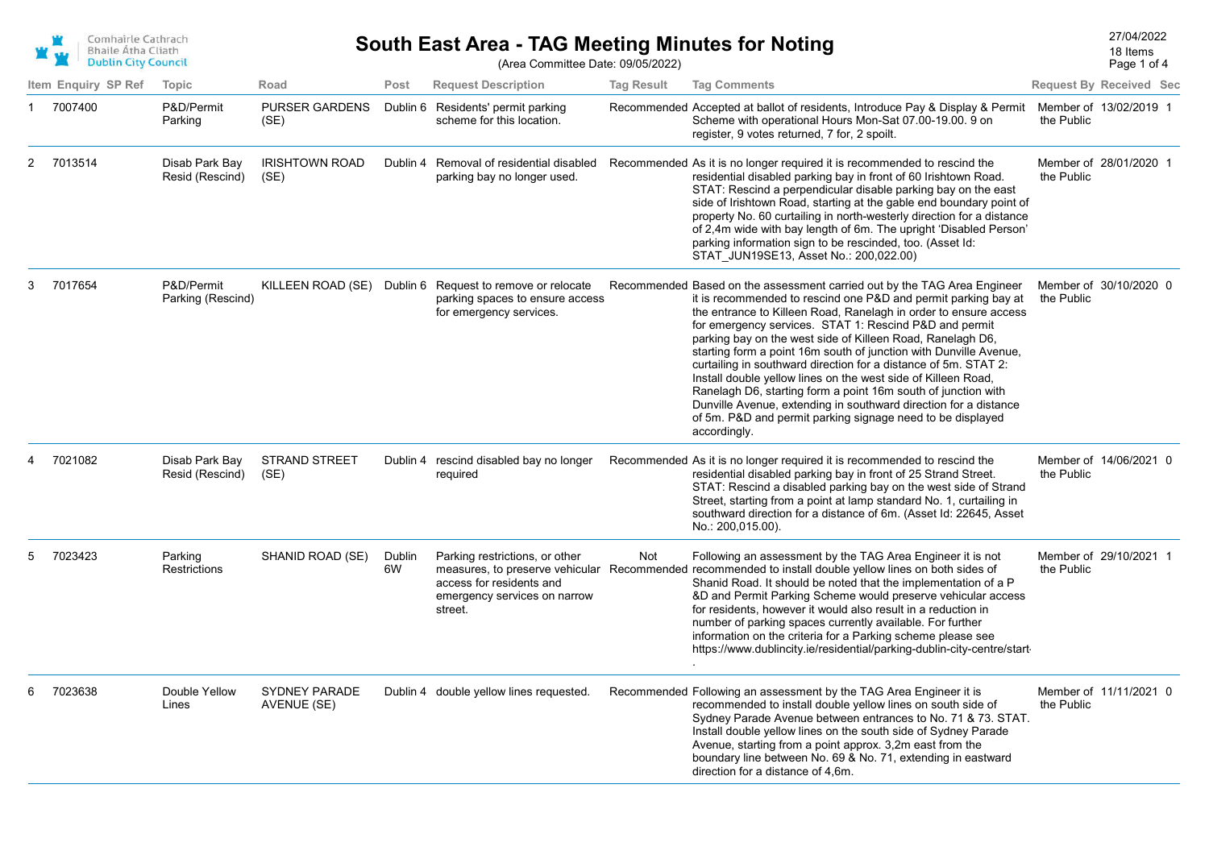# South East Area - TAG Meeting Minutes for Noting

(Area Committee Date: 09/05/2022)

27/04/2022
18 Items

| Item | Enquiry | SP Ref | Topic | Road | Post | Request Description | Tag Result | Tag Comments | Request By | Received | Sec |
|---|---|---|---|---|---|---|---|---|---|---|---|
| 1 | 7007400 | | P&D/Permit Parking | PURSER GARDENS (SE) | Dublin 6 | Residents' permit parking scheme for this location. | Recommended | Accepted at ballot of residents, Introduce Pay & Display & Permit Scheme with operational Hours Mon-Sat 07.00-19.00. 9 on register, 9 votes returned, 7 for, 2 spoilt. | Member of the Public | 13/02/2019 | 1 |
| 2 | 7013514 | | Disab Park Bay Resid (Rescind) | IRISHTOWN ROAD (SE) | Dublin 4 | Removal of residential disabled parking bay no longer used. | Recommended | As it is no longer required it is recommended to rescind the residential disabled parking bay in front of 60 Irishtown Road. STAT: Rescind a perpendicular disable parking bay on the east side of Irishtown Road, starting at the gable end boundary point of property No. 60 curtailing in north-westerly direction for a distance of 2,4m wide with bay length of 6m. The upright 'Disabled Person' parking information sign to be rescinded, too. (Asset Id: STAT_JUN19SE13, Asset No.: 200,022.00) | Member of the Public | 28/01/2020 | 1 |
| 3 | 7017654 | | P&D/Permit Parking (Rescind) | KILLEEN ROAD (SE) | Dublin 6 | Request to remove or relocate parking spaces to ensure access for emergency services. | Recommended | Based on the assessment carried out by the TAG Area Engineer it is recommended to rescind one P&D and permit parking bay at the entrance to Killeen Road, Ranelagh in order to ensure access for emergency services. STAT 1: Rescind P&D and permit parking bay on the west side of Killeen Road, Ranelagh D6, starting form a point 16m south of junction with Dunville Avenue, curtailing in southward direction for a distance of 5m. STAT 2: Install double yellow lines on the west side of Killeen Road, Ranelagh D6, starting form a point 16m south of junction with Dunville Avenue, extending in southward direction for a distance of 5m. P&D and permit parking signage need to be displayed accordingly. | Member of the Public | 30/10/2020 | 0 |
| 4 | 7021082 | | Disab Park Bay Resid (Rescind) | STRAND STREET (SE) | Dublin 4 | rescind disabled bay no longer required | Recommended | As it is no longer required it is recommended to rescind the residential disabled parking bay in front of 25 Strand Street. STAT: Rescind a disabled parking bay on the west side of Strand Street, starting from a point at lamp standard No. 1, curtailing in southward direction for a distance of 6m. (Asset Id: 22645, Asset No.: 200,015.00). | Member of the Public | 14/06/2021 | 0 |
| 5 | 7023423 | | Parking Restrictions | SHANID ROAD (SE) | Dublin 6W | Parking restrictions, or other measures, to preserve vehicular access for residents and emergency services on narrow street. | Not Recommended | Following an assessment by the TAG Area Engineer it is not recommended to install double yellow lines on both sides of Shanid Road. It should be noted that the implementation of a P &D and Permit Parking Scheme would preserve vehicular access for residents, however it would also result in a reduction in number of parking spaces currently available. For further information on the criteria for a Parking scheme please see https://www.dublincity.ie/residential/parking-dublin-city-centre/start- . | Member of the Public | 29/10/2021 | 1 |
| 6 | 7023638 | | Double Yellow Lines | SYDNEY PARADE AVENUE (SE) | Dublin 4 | double yellow lines requested. | Recommended | Following an assessment by the TAG Area Engineer it is recommended to install double yellow lines on south side of Sydney Parade Avenue between entrances to No. 71 & 73. STAT. Install double yellow lines on the south side of Sydney Parade Avenue, starting from a point approx. 3,2m east from the boundary line between No. 69 & No. 71, extending in eastward direction for a distance of 4,6m. | Member of the Public | 11/11/2021 | 0 |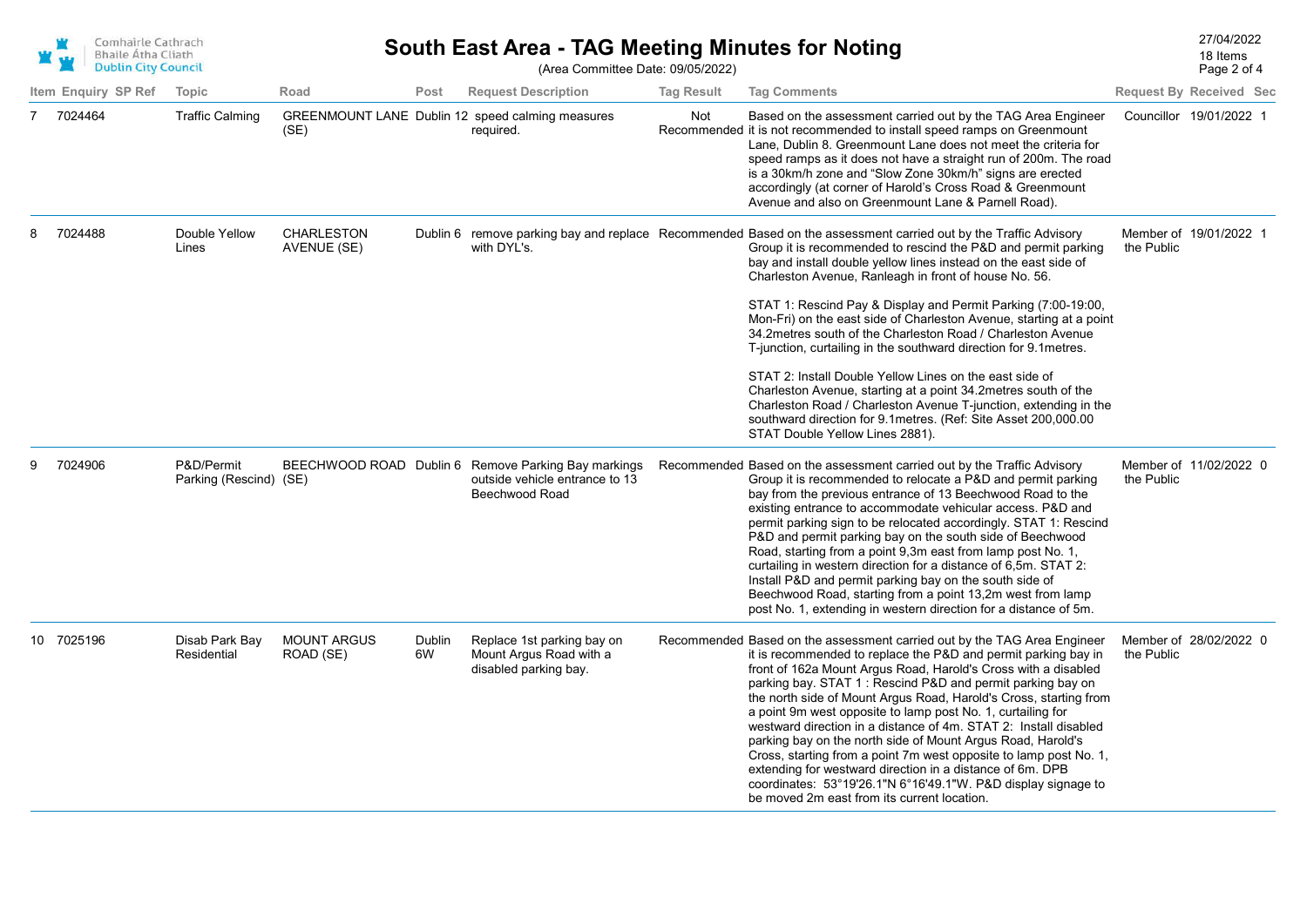# South East Area - TAG Meeting Minutes for Noting

(Area Committee Date: 09/05/2022)

27/04/2022
18 Items

| Item | Enquiry | SP Ref | Topic | Road | Post | Request Description | Tag Result | Tag Comments | Request By | Received | Sec |
|---|---|---|---|---|---|---|---|---|---|---|---|
| 7 | 7024464 | | Traffic Calming | GREENMOUNT LANE (SE) | Dublin 12 | speed calming measures required. | Not Recommended | Based on the assessment carried out by the TAG Area Engineer it is not recommended to install speed ramps on Greenmount Lane, Dublin 8. Greenmount Lane does not meet the criteria for speed ramps as it does not have a straight run of 200m. The road is a 30km/h zone and "Slow Zone 30km/h" signs are erected accordingly (at corner of Harold's Cross Road & Greenmount Avenue and also on Greenmount Lane & Parnell Road). | Councillor | 19/01/2022 | 1 |
| 8 | 7024488 | | Double Yellow Lines | CHARLESTON AVENUE (SE) | Dublin 6 | remove parking bay and replace with DYL's. | Recommended | Based on the assessment carried out by the Traffic Advisory Group it is recommended to rescind the P&D and permit parking bay and install double yellow lines instead on the east side of Charleston Avenue, Ranleagh in front of house No. 56.<br><br>STAT 1: Rescind Pay & Display and Permit Parking (7:00-19:00, Mon-Fri) on the east side of Charleston Avenue, starting at a point 34.2metres south of the Charleston Road / Charleston Avenue T-junction, curtailing in the southward direction for 9.1metres.<br><br>STAT 2: Install Double Yellow Lines on the east side of Charleston Avenue, starting at a point 34.2metres south of the Charleston Road / Charleston Avenue T-junction, extending in the southward direction for 9.1metres. (Ref: Site Asset 200,000.00 STAT Double Yellow Lines 2881). | Member of the Public | 19/01/2022 | 1 |
| 9 | 7024906 | | P&D/Permit Parking (Rescind) | BEECHWOOD ROAD (SE) | Dublin 6 | Remove Parking Bay markings outside vehicle entrance to 13 Beechwood Road | Recommended | Based on the assessment carried out by the Traffic Advisory Group it is recommended to relocate a P&D and permit parking bay from the previous entrance of 13 Beechwood Road to the existing entrance to accommodate vehicular access. P&D and permit parking sign to be relocated accordingly. STAT 1: Rescind P&D and permit parking bay on the south side of Beechwood Road, starting from a point 9,3m east from lamp post No. 1, curtailing in western direction for a distance of 6,5m. STAT 2: Install P&D and permit parking bay on the south side of Beechwood Road, starting from a point 13,2m west from lamp post No. 1, extending in western direction for a distance of 5m. | Member of the Public | 11/02/2022 | 0 |
| 10 | 7025196 | | Disab Park Bay Residential | MOUNT ARGUS ROAD (SE) | Dublin 6W | Replace 1st parking bay on Mount Argus Road with a disabled parking bay. | Recommended | Based on the assessment carried out by the TAG Area Engineer it is recommended to replace the P&D and permit parking bay in front of 162a Mount Argus Road, Harold's Cross with a disabled parking bay. STAT 1 : Rescind P&D and permit parking bay on the north side of Mount Argus Road, Harold's Cross, starting from a point 9m west opposite to lamp post No. 1, curtailing for westward direction in a distance of 4m. STAT 2: Install disabled parking bay on the north side of Mount Argus Road, Harold's Cross, starting from a point 7m west opposite to lamp post No. 1, extending for westward direction in a distance of 6m. DPB coordinates: 53°19'26.1"N 6°16'49.1"W. P&D display signage to be moved 2m east from its current location. | Member of the Public | 28/02/2022 | 0 |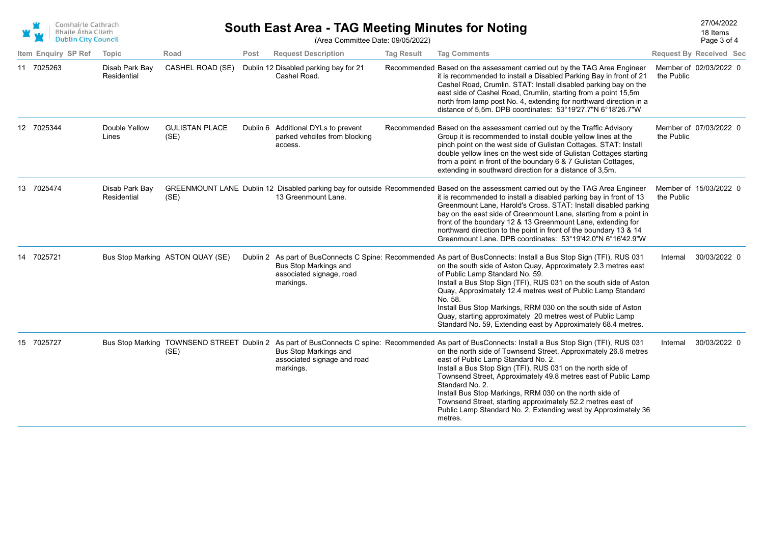# South East Area - TAG Meeting Minutes for Noting

(Area Committee Date: 09/05/2022)

27/04/2022
18 Items

| Item | Enquiry | SP Ref | Topic | Road | Post | Request Description | Tag Result | Tag Comments | Request By | Received | Sec |
|---|---|---|---|---|---|---|---|---|---|---|---|
| 11 | 7025263 | | Disab Park Bay Residential | CASHEL ROAD (SE) | Dublin 12 | Disabled parking bay for 21 Cashel Road. | Recommended | Based on the assessment carried out by the TAG Area Engineer it is recommended to install a Disabled Parking Bay in front of 21 Cashel Road, Crumlin. STAT: Install disabled parking bay on the east side of Cashel Road, Crumlin, starting from a point 15,5m north from lamp post No. 4, extending for northward direction in a distance of 5,5m. DPB coordinates: 53°19'27.7"N 6°18'26.7"W | Member of the Public | 02/03/2022 | 0 |
| 12 | 7025344 | | Double Yellow Lines | GULISTAN PLACE (SE) | Dublin 6 | Additional DYLs to prevent parked vehciles from blocking access. | Recommended | Based on the assessment carried out by the Traffic Advisory Group it is recommended to install double yellow lines at the pinch point on the west side of Gulistan Cottages. STAT: Install double yellow lines on the west side of Gulistan Cottages starting from a point in front of the boundary 6 & 7 Gulistan Cottages, extending in southward direction for a distance of 3,5m. | Member of the Public | 07/03/2022 | 0 |
| 13 | 7025474 | | Disab Park Bay Residential | GREENMOUNT LANE (SE) | Dublin 12 | Disabled parking bay for outside 13 Greenmount Lane. | Recommended | Based on the assessment carried out by the TAG Area Engineer it is recommended to install a disabled parking bay in front of 13 Greenmount Lane, Harold's Cross. STAT: Install disabled parking bay on the east side of Greenmount Lane, starting from a point in front of the boundary 12 & 13 Greenmount Lane, extending for northward direction to the point in front of the boundary 13 & 14 Greenmount Lane. DPB coordinates: 53°19'42.0"N 6°16'42.9"W | Member of the Public | 15/03/2022 | 0 |
| 14 | 7025721 | | Bus Stop Marking | ASTON QUAY (SE) | Dublin 2 | As part of BusConnects C Spine: Bus Stop Markings and associated signage, road markings. | Recommended | As part of BusConnects: Install a Bus Stop Sign (TFI), RUS 031 on the south side of Aston Quay, Approximately 2.3 metres east of Public Lamp Standard No. 59. Install a Bus Stop Sign (TFI), RUS 031 on the south side of Aston Quay, Approximately 12.4 metres west of Public Lamp Standard No. 58. Install Bus Stop Markings, RRM 030 on the south side of Aston Quay, starting approximately 20 metres west of Public Lamp Standard No. 59, Extending east by Approximately 68.4 metres. | Internal | 30/03/2022 | 0 |
| 15 | 7025727 | | Bus Stop Marking | TOWNSEND STREET (SE) | Dublin 2 | As part of BusConnects C spine: Bus Stop Markings and associated signage and road markings. | Recommended | As part of BusConnects: Install a Bus Stop Sign (TFI), RUS 031 on the north side of Townsend Street, Approximately 26.6 metres east of Public Lamp Standard No. 2. Install a Bus Stop Sign (TFI), RUS 031 on the north side of Townsend Street, Approximately 49.8 metres east of Public Lamp Standard No. 2. Install Bus Stop Markings, RRM 030 on the north side of Townsend Street, starting approximately 52.2 metres east of Public Lamp Standard No. 2, Extending west by Approximately 36 metres. | Internal | 30/03/2022 | 0 |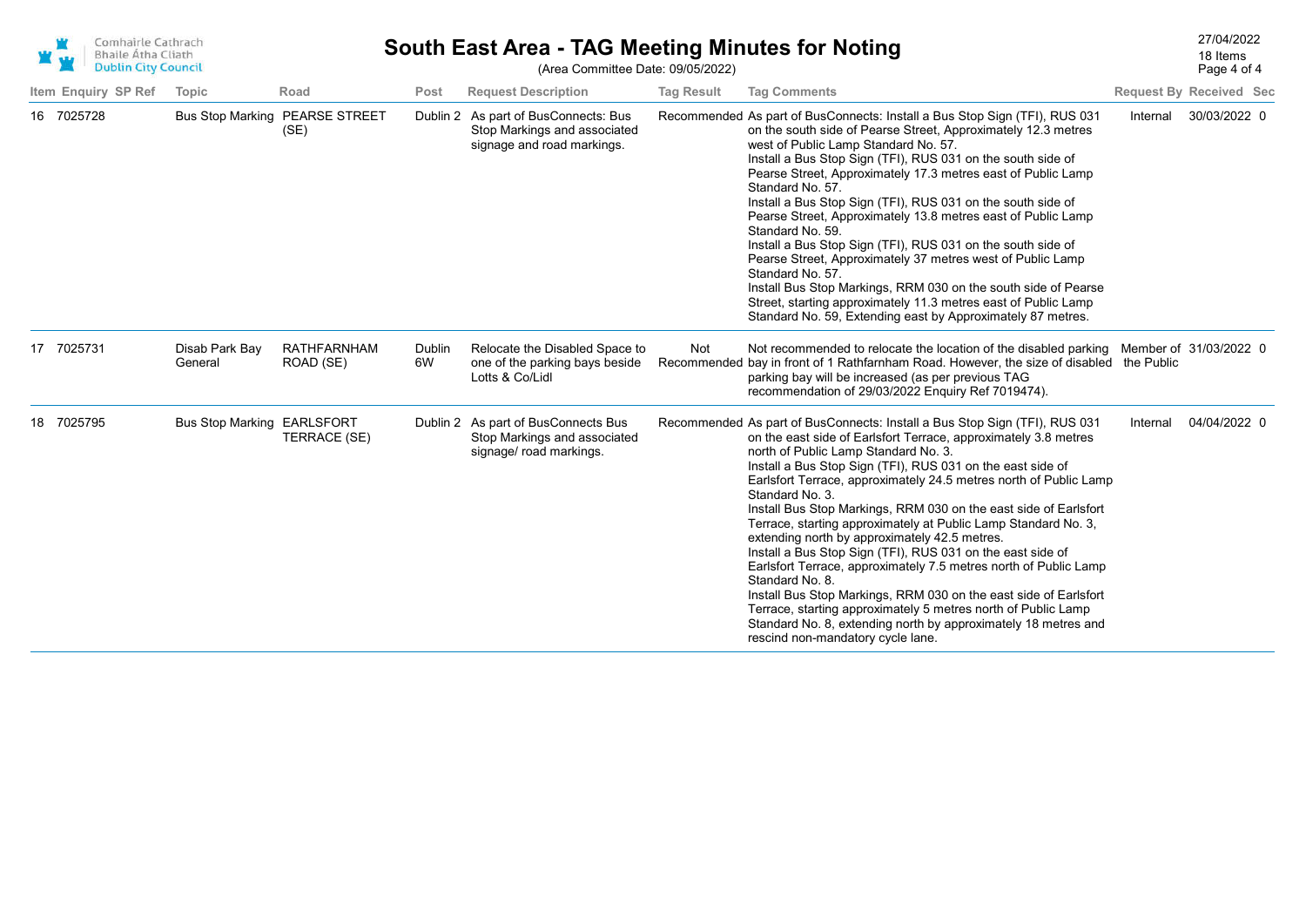# South East Area - TAG Meeting Minutes for Noting

(Area Committee Date: 09/05/2022)

27/04/2022
18 Items

| Item | Enquiry | SP Ref | Topic | Road | Post | Request Description | Tag Result | Tag Comments | Request By | Received | Sec |
|---|---|---|---|---|---|---|---|---|---|---|---|
| 16 | 7025728 | | Bus Stop Marking | PEARSE STREET (SE) | Dublin 2 | As part of BusConnects: Bus Stop Markings and associated signage and road markings. | Recommended | As part of BusConnects: Install a Bus Stop Sign (TFI), RUS 031 on the south side of Pearse Street, Approximately 12.3 metres west of Public Lamp Standard No. 57. Install a Bus Stop Sign (TFI), RUS 031 on the south side of Pearse Street, Approximately 17.3 metres east of Public Lamp Standard No. 57. Install a Bus Stop Sign (TFI), RUS 031 on the south side of Pearse Street, Approximately 13.8 metres east of Public Lamp Standard No. 59. Install a Bus Stop Sign (TFI), RUS 031 on the south side of Pearse Street, Approximately 37 metres west of Public Lamp Standard No. 57. Install Bus Stop Markings, RRM 030 on the south side of Pearse Street, starting approximately 11.3 metres east of Public Lamp Standard No. 59, Extending east by Approximately 87 metres. | Internal | 30/03/2022 | 0 |
| 17 | 7025731 | | Disab Park Bay General | RATHFARNHAM ROAD (SE) | Dublin 6W | Relocate the Disabled Space to one of the parking bays beside Lotts & Co/Lidl | Not Recommended | Not recommended to relocate the location of the disabled parking bay in front of 1 Rathfarnham Road. However, the size of disabled parking bay will be increased (as per previous TAG recommendation of 29/03/2022 Enquiry Ref 7019474). | Member of the Public | 31/03/2022 | 0 |
| 18 | 7025795 | | Bus Stop Marking | EARLSFORT TERRACE (SE) | Dublin 2 | As part of BusConnects Bus Stop Markings and associated signage/ road markings. | Recommended | As part of BusConnects: Install a Bus Stop Sign (TFI), RUS 031 on the east side of Earlsfort Terrace, approximately 3.8 metres north of Public Lamp Standard No. 3. Install a Bus Stop Sign (TFI), RUS 031 on the east side of Earlsfort Terrace, approximately 24.5 metres north of Public Lamp Standard No. 3. Install Bus Stop Markings, RRM 030 on the east side of Earlsfort Terrace, starting approximately at Public Lamp Standard No. 3, extending north by approximately 42.5 metres. Install a Bus Stop Sign (TFI), RUS 031 on the east side of Earlsfort Terrace, approximately 7.5 metres north of Public Lamp Standard No. 8. Install Bus Stop Markings, RRM 030 on the east side of Earlsfort Terrace, starting approximately 5 metres north of Public Lamp Standard No. 8, extending north by approximately 18 metres and rescind non-mandatory cycle lane. | Internal | 04/04/2022 | 0 |